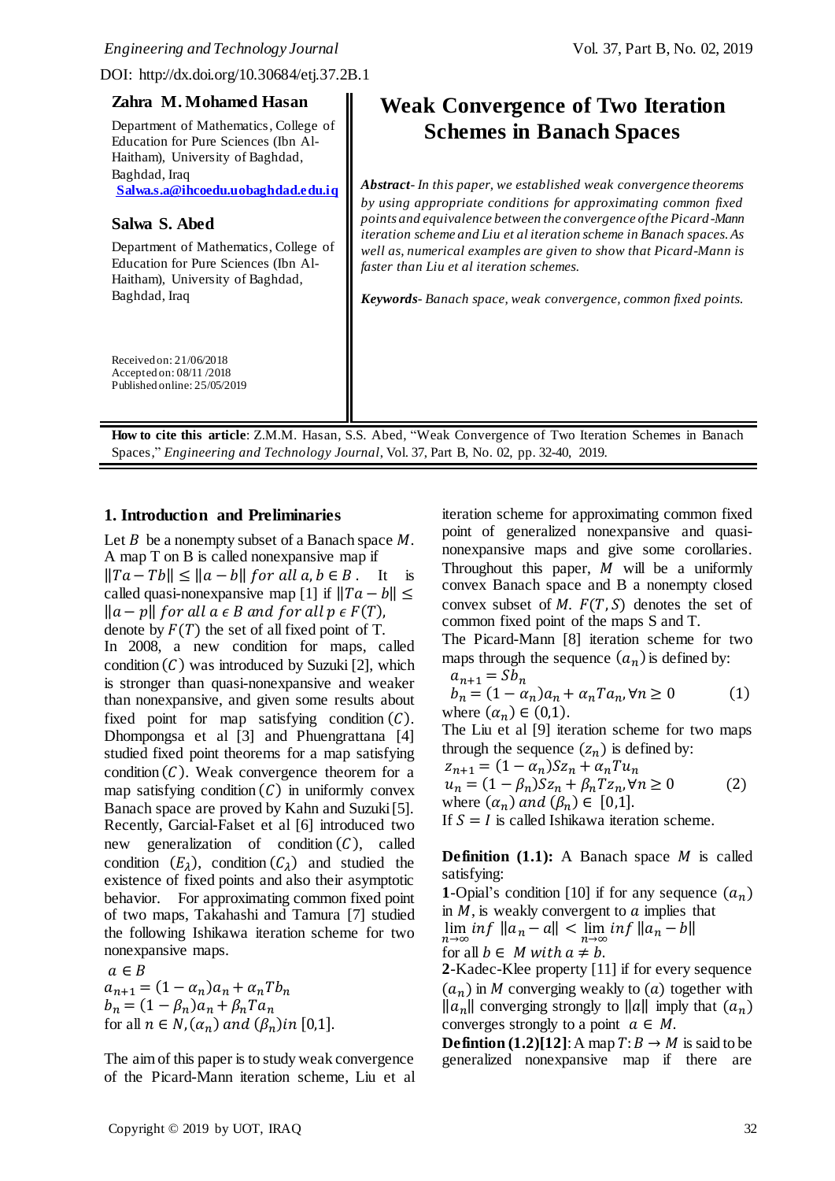DOI: http://dx.doi.org/10.30684/etj.37.2B.1

**Zahra M. Mohamed Hasan**

Department of Mathematics, College of Education for Pure Sciences (Ibn Al-Haitham), University of Baghdad, Baghdad, Iraq

Salwa.s.a@ihcoedu.uobaghdad.edu.iq

**Salwa S. Abed**

Department of Mathematics, College of Education for Pure Sciences (Ibn Al-Haitham), University of Baghdad, Baghdad, Iraq

Received on: 21/06/2018
Accepted on: 08/11 /2018
Published online: 25/05/2019

# Weak Convergence of Two Iteration Schemes in Banach Spaces

***Abstract****- In this paper, we established weak convergence theorems by using appropriate conditions for approximating common fixed points and equivalence between the convergence of the Picard-Mann iteration scheme and Liu et al iteration scheme in Banach spaces. As well as, numerical examples are given to show that Picard-Mann is faster than Liu et al iteration schemes.*

***Keywords****- Banach space, weak convergence, common fixed points.*

**How to cite this article**: Z.M.M. Hasan, S.S. Abed, "Weak Convergence of Two Iteration Schemes in Banach Spaces," *Engineering and Technology Journal*, Vol. 37, Part B, No. 02, pp. 32-40, 2019.

## 1. Introduction and Preliminaries

Let $B$ be a nonempty subset of a Banach space $M$. A map T on B is called nonexpansive map if $\|Ta - Tb\| \leq \|a - b\|$ $for\ all\ a, b \in B$. It is called quasi-nonexpansive map [1] if $\|Ta - b\| \leq \|a - p\|$ $for\ all\ a\ \epsilon\ B\ and\ for\ all\ p\ \epsilon\ F(T)$, denote by $F(T)$ the set of all fixed point of T.

In 2008, a new condition for maps, called condition $(C)$ was introduced by Suzuki [2], which is stronger than quasi-nonexpansive and weaker than nonexpansive, and given some results about fixed point for map satisfying condition $(C)$. Dhompongsa et al [3] and Phuengrattana [4] studied fixed point theorems for a map satisfying condition $(C)$. Weak convergence theorem for a map satisfying condition $(C)$ in uniformly convex Banach space are proved by Kahn and Suzuki [5]. Recently, Garcial-Falset et al [6] introduced two new generalization of condition $(C)$, called condition $(E_\lambda)$, condition $(C_\lambda)$ and studied the existence of fixed points and also their asymptotic behavior. For approximating common fixed point of two maps, Takahashi and Tamura [7] studied the following Ishikawa iteration scheme for two nonexpansive maps.

$$a \in B$$
$$a_{n+1} = (1 - \alpha_n)a_n + \alpha_n T b_n$$
$$b_n = (1 - \beta_n)a_n + \beta_n T a_n$$

for all $n \in N, (\alpha_n)\ and\ (\beta_n) in\ [0,1]$.

The aim of this paper is to study weak convergence of the Picard-Mann iteration scheme, Liu et al iteration scheme for approximating common fixed point of generalized nonexpansive and quasi-nonexpansive maps and give some corollaries. Throughout this paper, $M$ will be a uniformly convex Banach space and B a nonempty closed convex subset of $M$. $F(T, S)$ denotes the set of common fixed point of the maps S and T.

The Picard-Mann [8] iteration scheme for two maps through the sequence $(a_n)$ is defined by:

$$a_{n+1} = Sb_n$$
$$b_n = (1 - \alpha_n)a_n + \alpha_n T a_n, \forall n \geq 0 \qquad (1)$$

where $(\alpha_n) \in (0,1)$.

The Liu et al [9] iteration scheme for two maps through the sequence $(z_n)$ is defined by:

$$z_{n+1} = (1 - \alpha_n)Sz_n + \alpha_n T u_n$$
$$u_n = (1 - \beta_n)Sz_n + \beta_n T z_n, \forall n \geq 0 \qquad (2)$$

where $(\alpha_n)\ and\ (\beta_n) \in\ [0,1]$.

If $S = I$ is called Ishikawa iteration scheme.

**Definition (1.1):** A Banach space $M$ is called satisfying:

**1**-Opial's condition [10] if for any sequence $(a_n)$ in $M$, is weakly convergent to $a$ implies that $\lim_{n\to\infty} inf\ \|a_n - a\| < \lim_{n\to\infty} inf\ \|a_n - b\|$ for all $b \in\ M\ with\ a \neq b$.

**2**-Kadec-Klee property [11] if for every sequence $(a_n)$ in $M$ converging weakly to $(a)$ together with $\|a_n\|$ converging strongly to $\|a\|$ imply that $(a_n)$ converges strongly to a point $a \in M$.

**Defintion (1.2)[12]**: A map $T: B \to M$ is said to be generalized nonexpansive map if there are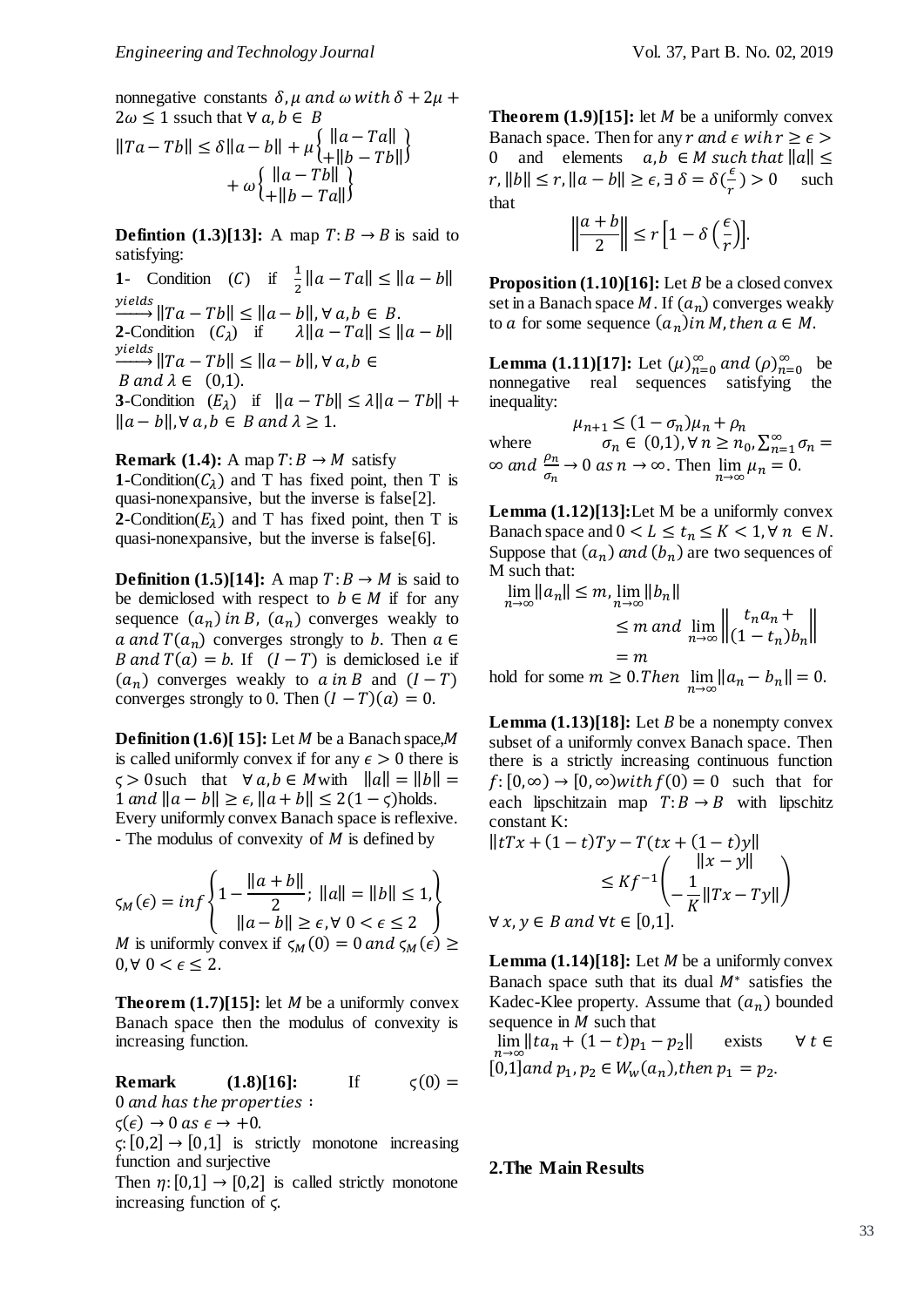nonnegative constants $\delta, \mu$ *and* $\omega$ *with* $\delta + 2\mu + 2\omega \leq 1$ ssuch that $\forall\ a, b \in B$

$$\|Ta - Tb\| \leq \delta\|a - b\| + \mu\left\{\begin{matrix} \|a - Ta\| \\ +\|b - Tb\| \end{matrix}\right\} + \omega\left\{\begin{matrix} \|a - Tb\| \\ +\|b - Ta\| \end{matrix}\right\}$$

**Defintion (1.3)[13]:** A map $T: B \to B$ is said to satisfying:

**1**- Condition $(C)$ if $\frac{1}{2}\|a - Ta\| \leq \|a - b\| \xrightarrow{yields} \|Ta - Tb\| \leq \|a - b\|, \forall\ a, b \in B$.

**2**-Condition $(C_\lambda)$ if $\lambda\|a - Ta\| \leq \|a - b\| \xrightarrow{yields} \|Ta - Tb\| \leq \|a - b\|, \forall\ a, b \in B$ *and* $\lambda \in (0,1)$.

**3**-Condition $(E_\lambda)$ if $\|a - Tb\| \leq \lambda\|a - Tb\| + \|a - b\|, \forall\ a, b \in B$ *and* $\lambda \geq 1$.

**Remark (1.4):** A map $T: B \to M$ satisfy

**1**-Condition$(C_\lambda)$ and T has fixed point, then T is quasi-nonexpansive, but the inverse is false[2].

**2**-Condition$(E_\lambda)$ and T has fixed point, then T is quasi-nonexpansive, but the inverse is false[6].

**Definition (1.5)[14]:** A map $T: B \to M$ is said to be demiclosed with respect to $b \in M$ if for any sequence $(a_n)$ *in* $B$, $(a_n)$ converges weakly to $a$ *and* $T(a_n)$ converges strongly to $b$. Then $a \in B$ *and* $T(a) = b$. If $(I - T)$ is demiclosed i.e if $(a_n)$ converges weakly to $a$ *in* $B$ and $(I - T)$ converges strongly to 0. Then $(I - T)(a) = 0$.

**Definition (1.6)[ 15]:** Let $M$ be a Banach space,$M$ is called uniformly convex if for any $\epsilon > 0$ there is $\varsigma > 0$such that $\forall\ a, b \in M$with $\|a\| = \|b\| = 1$ *and* $\|a - b\| \geq \epsilon$, $\|a + b\| \leq 2(1 - \varsigma)$holds.

Every uniformly convex Banach space is reflexive.

- The modulus of convexity of $M$ is defined by

$$\varsigma_M(\epsilon) = inf\left\{1 - \frac{\|a + b\|}{2};\ \|a\| = \|b\| \leq 1, \|a - b\| \geq \epsilon, \forall\ 0 < \epsilon \leq 2\right\}$$

$M$ is uniformly convex if $\varsigma_M(0) = 0$ *and* $\varsigma_M(\epsilon) \geq 0, \forall\ 0 < \epsilon \leq 2$.

**Theorem (1.7)[15]:** let $M$ be a uniformly convex Banach space then the modulus of convexity is increasing function.

**Remark (1.8)[16]:** If $\varsigma(0) = 0$ *and has the properties* :

$\varsigma(\epsilon) \to 0$ *as* $\epsilon \to +0$.

$\varsigma: [0,2] \to [0,1]$ is strictly monotone increasing function and surjective

Then $\eta: [0,1] \to [0,2]$ is called strictly monotone increasing function of $\varsigma$.

**Theorem (1.9)[15]:** let $M$ be a uniformly convex Banach space. Then for any $r$ *and* $\epsilon$ *wih* $r \geq \epsilon > 0$ and elements $a, b \in M$ *such that* $\|a\| \leq r, \|b\| \leq r, \|a - b\| \geq \epsilon$, $\exists\ \delta = \delta(\frac{\epsilon}{r}) > 0$ such that

$$\left\|\frac{a + b}{2}\right\| \leq r\left[1 - \delta\left(\frac{\epsilon}{r}\right)\right].$$

**Proposition (1.10)[16]:** Let $B$ be a closed convex set in a Banach space $M$. If $(a_n)$ converges weakly to $a$ for some sequence $(a_n)$*in* $M$, *then* $a \in M$.

**Lemma (1.11)[17]:** Let $(\mu)_{n=0}^{\infty}$ *and* $(\rho)_{n=0}^{\infty}$ be nonnegative real sequences satisfying the inequality:

$$\mu_{n+1} \leq (1 - \sigma_n)\mu_n + \rho_n$$

where $\sigma_n \in (0,1), \forall\ n \geq n_0, \sum_{n=1}^{\infty}\sigma_n = \infty$ *and* $\frac{\rho_n}{\sigma_n} \to 0$ *as* $n \to \infty$. Then $\lim_{n\to\infty}\mu_n = 0$.

**Lemma (1.12)[13]:**Let M be a uniformly convex Banach space and $0 < L \leq t_n \leq K < 1, \forall\ n \in N$. Suppose that $(a_n)$ *and* $(b_n)$ are two sequences of M such that:

$$\lim_{n\to\infty}\|a_n\| \leq m, \lim_{n\to\infty}\|b_n\| \leq m \text{ and } \lim_{n\to\infty}\left\|\begin{matrix} t_n a_n + \\ (1 - t_n)b_n \end{matrix}\right\| = m$$

hold for some $m \geq 0$.*Then* $\lim_{n\to\infty}\|a_n - b_n\| = 0$.

**Lemma (1.13)[18]:** Let $B$ be a nonempty convex subset of a uniformly convex Banach space. Then there is a strictly increasing continuous function $f: [0,\infty) \to [0,\infty)$*with* $f(0) = 0$ such that for each lipschitzain map $T: B \to B$ with lipschitz constant K:

$$\|tTx + (1 - t)Ty - T(tx + (1 - t)y\| \leq Kf^{-1}\left(\begin{matrix} \|x - y\| \\ -\frac{1}{K}\|Tx - Ty\| \end{matrix}\right)$$

$\forall\ x, y \in B$ *and* $\forall t \in [0,1]$.

**Lemma (1.14)[18]:** Let $M$ be a uniformly convex Banach space suth that its dual $M^*$ satisfies the Kadec-Klee property. Assume that $(a_n)$ bounded sequence in $M$ such that

$\lim_{n\to\infty}\|ta_n + (1 - t)p_1 - p_2\|$ exists $\forall\ t \in [0,1]$*and* $p_1, p_2 \in W_w(a_n)$,*then* $p_1 = p_2$.

## 2.The Main Results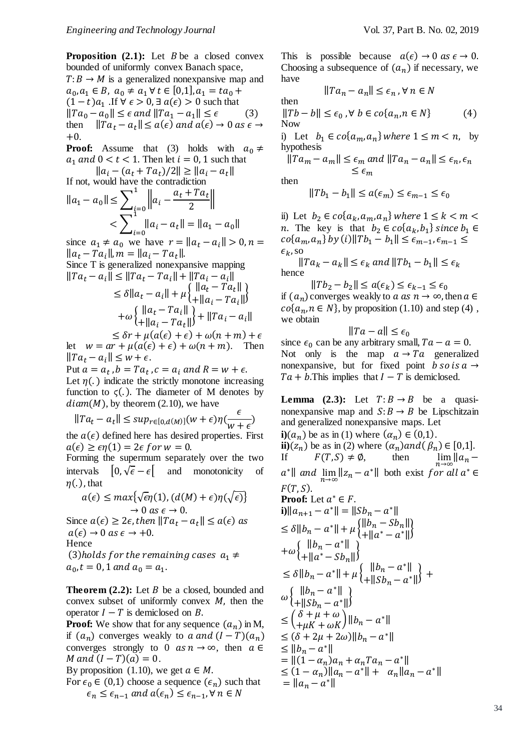**Proposition (2.1):** Let $B$ be a closed convex bounded of uniformly convex Banach space, $T: B \to M$ is a generalized nonexpansive map and $a_0, a_1 \in B$, $a_0 \neq a_1 \forall t \in [0,1], a_1 = ta_0 + (1-t)a_1$ .If $\forall \epsilon > 0, \exists a(\epsilon) > 0$ such that $\|Ta_0 - a_0\| \leq \epsilon$ $and$ $\|Ta_1 - a_1\| \leq \epsilon$ (3) then $\|Ta_t - a_t\| \leq a(\epsilon)$ $and$ $a(\epsilon) \to 0$ $as$ $\epsilon \to +0$.

**Proof:** Assume that (3) holds with $a_0 \neq a_1$ $and$ $0 < t < 1$. Then let $i = 0, 1$ such that

$$\|a_i - (a_t + Ta_t)/2\| \geq \|a_i - a_t\|$$

If not, would have the contradiction

$$\|a_1 - a_0\| \leq \sum_{i=0}^{1} \left\| a_i - \frac{a_t + Ta_t}{2} \right\| < \sum_{i=0}^{1} \|a_i - a_t\| = \|a_1 - a_0\|$$

since $a_1 \neq a_0$ we have $r = \|a_t - a_i\| > 0, n = \|a_t - Ta_i\|, m = \|a_i - Ta_t\|$.

Since T is generalized nonexpansive mapping

$$\|Ta_t - a_i\| \leq \|Ta_t - Ta_i\| + \|Ta_i - a_i\|$$
$$\leq \delta\|a_t - a_i\| + \mu \left\{ \begin{matrix} \|a_t - Ta_t\| \\ + \|a_i - Ta_i\| \end{matrix} \right\} + \omega \left\{ \begin{matrix} \|a_t - Ta_i\| \\ + \|a_i - Ta_t\| \end{matrix} \right\} + \|Ta_i - a_i\|$$
$$\leq \delta r + \mu(a(\epsilon) + \epsilon) + \omega(n + m) + \epsilon$$

let $w = ar + \mu(a(\epsilon) + \epsilon) + \omega(n + m)$. Then $\|Ta_t - a_i\| \leq w + \epsilon$.

Put $a = a_t, b = Ta_t, c = a_i$ $and$ $R = w + \epsilon$.

Let $\eta(.)$ indicate the strictly monotone increasing function to $\varsigma(.)$. The diameter of M denotes by $diam(M)$, by theorem (2.10), we have

$$\|Ta_t - a_t\| \leq sup_{r \in [0, d(M)]}(w + \epsilon)\eta\left(\frac{\epsilon}{w + \epsilon}\right)$$

the $a(\epsilon)$ defined here has desired properties. First $a(\epsilon) \geq \epsilon\eta(1) = 2\epsilon$ $for$ $w = 0$.

Forming the supermum separately over the two intervals $[0, \sqrt{\epsilon} - \epsilon[$ and monotonicity of $\eta(.)$, that

$$a(\epsilon) \leq max\{\sqrt{\epsilon}\eta(1), (d(M) + \epsilon)\eta(\sqrt{\epsilon})\} \to 0 \text{ as } \epsilon \to 0.$$

Since $a(\epsilon) \geq 2\epsilon$, $then$ $\|Ta_t - a_t\| \leq a(\epsilon)$ $as$ $a(\epsilon) \to 0$ $as$ $\epsilon \to +0$.

Hence

(3)$holds$ $for$ $the$ $remaining$ $cases$ $a_1 \neq a_0, t = 0, 1$ $and$ $a_0 = a_1$.

**Theorem (2.2):** Let $B$ be a closed, bounded and convex subset of uniformly convex $M$, then the operator $I - T$ is demiclosed on $B$.

**Proof:** We show that for any sequence $(a_n)$ in M, if $(a_n)$ converges weakly to $a$ $and$ $(I - T)(a_n)$ converges strongly to 0 $as$ $n \to \infty$, then $a \in M$ $and$ $(I - T)(a) = 0$.

By proposition (1.10), we get $a \in M$.

For $\epsilon_0 \in (0,1)$ choose a sequence $(\epsilon_n)$ such that

$$\epsilon_n \leq \epsilon_{n-1} \text{ and } a(\epsilon_n) \leq \epsilon_{n-1}, \forall n \in N$$

This is possible because $a(\epsilon) \to 0$ $as$ $\epsilon \to 0$. Choosing a subsequence of $(a_n)$ if necessary, we have

$$\|Ta_n - a_n\| \leq \epsilon_n, \forall n \in N$$

then

$$\|Tb - b\| \leq \epsilon_0, \forall b \in co\{a_n, n \in N\} \quad (4)$$

Now

i) Let $b_1 \in co\{a_m, a_n\}$ $where$ $1 \leq m < n$, by hypothesis

$$\|Ta_m - a_m\| \leq \epsilon_m \text{ and } \|Ta_n - a_n\| \leq \epsilon_n, \epsilon_n \leq \epsilon_m$$

then

$$\|Tb_1 - b_1\| \leq a(\epsilon_m) \leq \epsilon_{m-1} \leq \epsilon_0$$

ii) Let $b_2 \in co\{a_k, a_m, a_n\}$ $where$ $1 \leq k < m < n$. The key is that $b_2 \in co\{a_k, b_1\}$ $since$ $b_1 \in co\{a_m, a_n\}$ $by$ $(i)$$\|Tb_1 - b_1\| \leq \epsilon_{m-1}, \epsilon_{m-1} \leq \epsilon_k$, so

$$\|Ta_k - a_k\| \leq \epsilon_k \text{ and } \|Tb_1 - b_1\| \leq \epsilon_k$$

hence

$$\|Tb_2 - b_2\| \leq a(\epsilon_k) \leq \epsilon_{k-1} \leq \epsilon_0$$

if $(a_n)$ converges weakly to $a$ $as$ $n \to \infty$, then $a \in co\{a_n, n \in N\}$, by proposition (1.10) and step (4) , we obtain

$$\|Ta - a\| \leq \epsilon_0$$

since $\epsilon_0$ can be any arbitrary small, $Ta - a = 0$. Not only is the map $a \to Ta$ generalized nonexpansive, but for fixed point $b$ $so$ $is$ $a \to Ta + b$.This implies that $I - T$ is demiclosed.

**Lemma (2.3):** Let $T: B \to B$ be a quasi-nonexpansive map and $S: B \to B$ be Lipschitzain and generalized nonexpansive maps. Let

**i)**$(a_n)$ be as in (1) where $(\alpha_n) \in (0,1)$.

**ii)**$(z_n)$ be as in (2) where $(\alpha_n)and(\beta_n) \in [0,1]$.

If $F(T, S) \neq \emptyset$, then $\lim_{n \to \infty} \|a_n - a^*\|$ $and$ $\lim_{n \to \infty} \|z_n - a^*\|$ both exist $for$ $all$ $a^* \in F(T, S)$.

**Proof:** Let $a^* \in F$.

**i)**$\|a_{n+1} - a^*\| = \|Sb_n - a^*\|$

$$\leq \delta\|b_n - a^*\| + \mu \left\{ \begin{matrix} \|b_n - Sb_n\| \\ + \|a^* - a^*\| \end{matrix} \right\} + \omega \left\{ \begin{matrix} \|b_n - a^*\| \\ + \|a^* - Sb_n\| \end{matrix} \right\}$$
$$\leq \delta\|b_n - a^*\| + \mu \left\{ \begin{matrix} \|b_n - a^*\| \\ + \|Sb_n - a^*\| \end{matrix} \right\} + \omega \left\{ \begin{matrix} \|b_n - a^*\| \\ + \|Sb_n - a^*\| \end{matrix} \right\}$$
$$\leq \left( \begin{matrix} \delta + \mu + \omega \\ + \mu K + \omega K \end{matrix} \right) \|b_n - a^*\|$$
$$\leq (\delta + 2\mu + 2\omega)\|b_n - a^*\|$$
$$\leq \|b_n - a^*\|$$
$$= \|(1 - \alpha_n)a_n + \alpha_n Ta_n - a^*\|$$
$$\leq (1 - \alpha_n)\|a_n - a^*\| + \alpha_n\|a_n - a^*\|$$
$$= \|a_n - a^*\|$$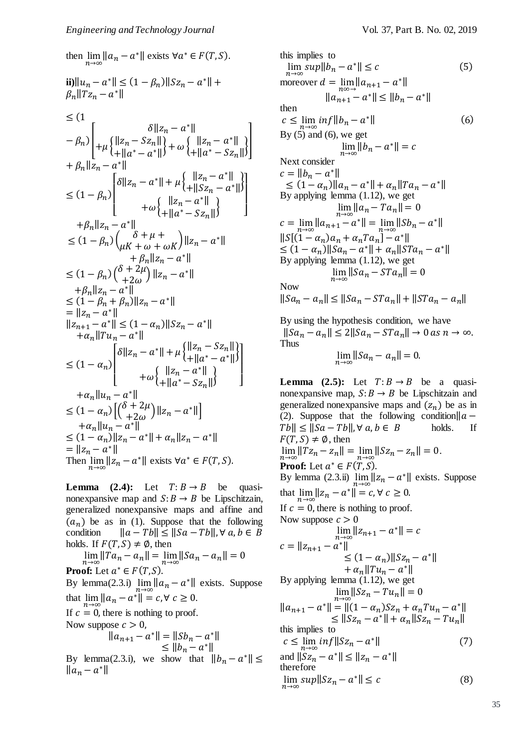then $\lim_{n\to\infty}\|a_n - a^*\|$ exists $\forall a^* \in F(T,S)$.

**ii)** $\|u_n - a^*\| \le (1-\beta_n)\|Sz_n - a^*\| + \beta_n\|Tz_n - a^*\|$

$$\le (1-\beta_n)\left[\begin{array}{c}\delta\|z_n - a^*\| \\ +\mu\left\{\begin{array}{l}\|z_n - Sz_n\| \\ +\|a^* - a^*\|\end{array}\right\} + \omega\left\{\begin{array}{l}\|z_n - a^*\| \\ +\|a^* - Sz_n\|\end{array}\right\}\end{array}\right] + \beta_n\|z_n - a^*\|$$

$$\le (1-\beta_n)\left[\begin{array}{c}\delta\|z_n - a^*\| + \mu\left\{\begin{array}{l}\|z_n - a^*\| \\ +\|Sz_n - a^*\|\end{array}\right\} \\ +\omega\left\{\begin{array}{l}\|z_n - a^*\| \\ +\|a^* - Sz_n\|\end{array}\right\}\end{array}\right]$$

$$+\beta_n\|z_n - a^*\|$$

$$\le (1-\beta_n)\begin{pmatrix}\delta + \mu + \\ \mu K + \omega + \omega K\end{pmatrix}\|z_n - a^*\| + \beta_n\|z_n - a^*\|$$

$$\le (1-\beta_n)\begin{pmatrix}\delta + 2\mu \\ +2\omega\end{pmatrix}\|z_n - a^*\| + \beta_n\|z_n - a^*\|$$

$$\le (1-\beta_n+\beta_n)\|z_n - a^*\|$$

$$= \|z_n - a^*\|$$

$$\|z_{n+1} - a^*\| \le (1-\alpha_n)\|Sz_n - a^*\| + \alpha_n\|Tu_n - a^*\|$$

$$\le (1-\alpha_n)\left[\begin{array}{c}\delta\|z_n - a^*\| + \mu\left\{\begin{array}{l}\|z_n - Sz_n\| \\ +\|a^* - a^*\|\end{array}\right\} \\ +\omega\left\{\begin{array}{l}\|z_n - a^*\| \\ +\|a^* - Sz_n\|\end{array}\right\}\end{array}\right]$$

$$+\alpha_n\|u_n - a^*\|$$

$$\le (1-\alpha_n)\left[\begin{pmatrix}\delta + 2\mu \\ +2\omega\end{pmatrix}\|z_n - a^*\|\right] + \alpha_n\|u_n - a^*\|$$

$$\le (1-\alpha_n)\|z_n - a^*\| + \alpha_n\|z_n - a^*\|$$

$$= \|z_n - a^*\|$$

Then $\lim_{n\to\infty}\|z_n - a^*\|$ exists $\forall a^* \in F(T,S)$.

**Lemma (2.4):** Let $T: B \to B$ be quasi-nonexpansive map and $S: B \to B$ be Lipschitzain, generalized nonexpansive maps and affine and $(a_n)$ be as in (1). Suppose that the following condition $\|a - Tb\| \le \|Sa - Tb\|, \forall\, a, b \in B$ holds. If $F(T,S) \ne \emptyset$, then

$$\lim_{n\to\infty}\|Ta_n - a_n\| = \lim_{n\to\infty}\|Sa_n - a_n\| = 0$$

**Proof:** Let $a^* \in F(T,S)$.

By lemma(2.3.i) $\lim_{n\to\infty}\|a_n - a^*\|$ exists. Suppose that $\lim_{n\to\infty}\|a_n - a^*\| = c, \forall\, c \ge 0$.

If $c = 0$, there is nothing to proof.

Now suppose $c > 0$,

$$\|a_{n+1} - a^*\| = \|Sb_n - a^*\| \le \|b_n - a^*\|$$

By lemma(2.3.i), we show that $\|b_n - a^*\| \le \|a_n - a^*\|$

this implies to

$$\lim_{n\to\infty} sup\|b_n - a^*\| \le c \tag{5}$$

moreover $d = \lim_{n\infty\to}\|a_{n+1} - a^*\|$

$$\|a_{n+1} - a^*\| \le \|b_n - a^*\|$$

then

$$c \le \lim_{n\to\infty} inf\|b_n - a^*\| \tag{6}$$

By (5) and (6), we get

$$\lim_{n\to\infty}\|b_n - a^*\| = c$$

Next consider

$$c = \|b_n - a^*\| \le (1-\alpha_n)\|a_n - a^*\| + \alpha_n\|Ta_n - a^*\|$$

By applying lemma (1.12), we get

$$\lim_{n\to\infty}\|a_n - Ta_n\| = 0$$

$$c = \lim_{n\to\infty}\|a_{n+1} - a^*\| = \lim_{n\to\infty}\|Sb_n - a^*\|$$

$$\|S[(1-\alpha_n)a_n + \alpha_n Ta_n] - a^*\|$$

$$\le (1-\alpha_n)\|Sa_n - a^*\| + \alpha_n\|STa_n - a^*\|$$

By applying lemma (1.12), we get

$$\lim_{n\to\infty}\|Sa_n - STa_n\| = 0$$

Now

$$\|Sa_n - a_n\| \le \|Sa_n - STa_n\| + \|STa_n - a_n\|$$

By using the hypothesis condition, we have

$\|Sa_n - a_n\| \le 2\|Sa_n - STa_n\| \to 0$ as $n \to \infty$.

Thus

$$\lim_{n\to\infty}\|Sa_n - a_n\| = 0.$$

**Lemma (2.5):** Let $T: B \to B$ be a quasi-nonexpansive map, $S: B \to B$ be Lipschitzain and generalized nonexpansive maps and $(z_n)$ be as in (2). Suppose that the following condition $\|a - Tb\| \le \|Sa - Tb\|, \forall\, a, b \in B$ holds. If $F(T,S) \ne \emptyset$, then

$$\lim_{n\to\infty}\|Tz_n - z_n\| = \lim_{n\to\infty}\|Sz_n - z_n\| = 0.$$

**Proof:** Let $a^* \in F(T,S)$.

By lemma (2.3.ii) $\lim_{n\to\infty}\|z_n - a^*\|$ exists. Suppose that $\lim_{n\to\infty}\|z_n - a^*\| = c, \forall\, c \ge 0$.

If $c = 0$, there is nothing to proof.

Now suppose $c > 0$

$$\lim_{n\to\infty}\|z_{n+1} - a^*\| = c$$

$$c = \|z_{n+1} - a^*\| \le (1-\alpha_n)\|Sz_n - a^*\| + \alpha_n\|Tu_n - a^*\|$$

By applying lemma (1.12), we get

$$\lim_{n\to\infty}\|Sz_n - Tu_n\| = 0$$

$$\|a_{n+1} - a^*\| = \|(1-\alpha_n)Sz_n + \alpha_n Tu_n - a^*\| \le \|Sz_n - a^*\| + \alpha_n\|Sz_n - Tu_n\|$$

this implies to

$$c \le \lim_{n\to\infty} inf\|Sz_n - a^*\| \tag{7}$$

and $\|Sz_n - a^*\| \le \|z_n - a^*\|$

therefore

$$\lim_{n\to\infty} sup\|Sz_n - a^*\| \le c \tag{8}$$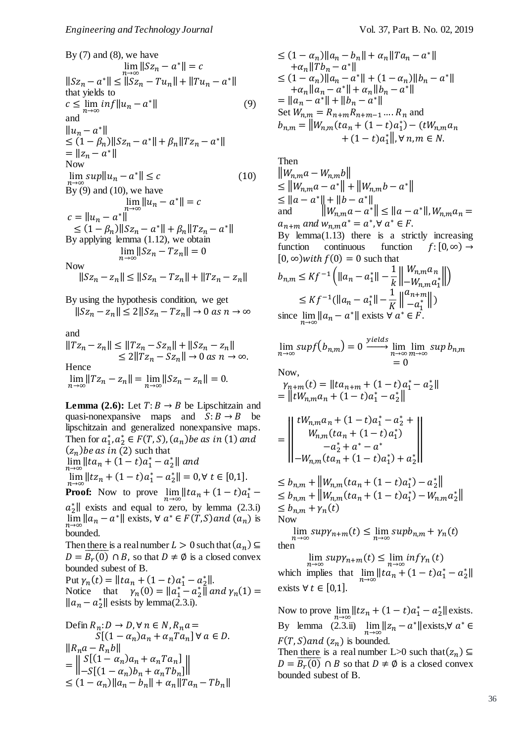By (7) and (8), we have

$$\lim_{n\to\infty}\|Sz_n - a^*\| = c$$

$$\|Sz_n - a^*\| \le \|Sz_n - Tu_n\| + \|Tu_n - a^*\|$$

that yields to

$$c \le \lim_{n\to\infty} inf\|u_n - a^*\| \tag{9}$$

and

$$\|u_n - a^*\| \le (1-\beta_n)\|Sz_n - a^*\| + \beta_n\|Tz_n - a^*\| = \|z_n - a^*\|$$

Now

$$\lim_{n\to\infty} sup\|u_n - a^*\| \le c \tag{10}$$

By (9) and (10), we have

$$\lim_{n\to\infty}\|u_n - a^*\| = c$$

$$c = \|u_n - a^*\| \le (1-\beta_n)\|Sz_n - a^*\| + \beta_n\|Tz_n - a^*\|$$

By applying lemma (1.12), we obtain

$$\lim_{n\to\infty}\|Sz_n - Tz_n\| = 0$$

Now

$$\|Sz_n - z_n\| \le \|Sz_n - Tz_n\| + \|Tz_n - z_n\|$$

By using the hypothesis condition, we get

$$\|Sz_n - z_n\| \le 2\|Sz_n - Tz_n\| \to 0 \text{ as } n \to \infty$$

and

$$\|Tz_n - z_n\| \le \|Tz_n - Sz_n\| + \|Sz_n - z_n\| \le 2\|Tz_n - Sz_n\| \to 0 \text{ as } n \to \infty.$$

Hence

$$\lim_{n\to\infty}\|Tz_n - z_n\| = \lim_{n\to\infty}\|Sz_n - z_n\| = 0.$$

**Lemma (2.6):** Let $T: B \to B$ be Lipschitzain and quasi-nonexpansive maps and $S: B \to B$ be lipschitzain and generalized nonexpansive maps. Then for $a_1^*, a_2^* \in F(T,S), (a_n)$ *be as in* (1) *and* $(z_n)$ *be as in* (2) such that $\lim_{n\to\infty}\|ta_n + (1-t)a_1^* - a_2^*\|$ *and* $\lim_{n\to\infty}\|tz_n + (1-t)a_1^* - a_2^*\| = 0, \forall\, t \in [0,1]$.

**Proof:** Now to prove $\lim_{n\to\infty}\|ta_n + (1-t)a_1^* - a_2^*\|$ exists and equal to zero, by lemma (2.3.i) $\lim_{n\to\infty}\|a_n - a^*\|$ exists, $\forall\, a^* \in F(T,S) and\ (a_n)$ is bounded.

Then there is a real number $L > 0$ such that $(a_n) \subseteq D = \overline{B_r(0)} \cap B$, so that $D \ne \emptyset$ is a closed convex bounded subest of B.

Put $\gamma_n(t) = \|ta_n + (1-t)a_1^* - a_2^*\|$.

Notice that $\gamma_n(0) = \|a_1^* - a_2^*\|$ *and* $\gamma_n(1) = \|a_n - a_2^*\|$ esists by lemma(2.3.i).

Defin $R_n: D \to D, \forall\, n \in N, R_n a = S[(1-\alpha_n)a_n + \alpha_n Ta_n]\ \forall\, a \in D$.

$$\|R_n a - R_n b\| = \left\|\begin{matrix} S[(1-\alpha_n)a_n + \alpha_n Ta_n] \\ -S[(1-\alpha_n)b_n + \alpha_n Tb_n]\end{matrix}\right\|$$

$$\le (1-\alpha_n)\|a_n - b_n\| + \alpha_n\|Ta_n - Tb_n\|$$

$$\le (1-\alpha_n)\|a_n - b_n\| + \alpha_n\|Ta_n - a^*\| + \alpha_n\|Tb_n - a^*\|$$

$$\le (1-\alpha_n)\|a_n - a^*\| + (1-\alpha_n)\|b_n - a^*\| + \alpha_n\|a_n - a^*\| + \alpha_n\|b_n - a^*\|$$

$$= \|a_n - a^*\| + \|b_n - a^*\|$$

Set $W_{n,m} = R_{n+m}R_{n+m-1} \ldots . R_n$ and

$$b_{n,m} = \left\|W_{n,m}(ta_n + (1-t)a_1^*) - (tW_{n,m}a_n + (1-t)a_1^*\right\|, \forall\, n, m \in N.$$

Then

$$\left\|W_{n,m}a - W_{n,m}b\right\| \le \left\|W_{n,m}a - a^*\right\| + \left\|W_{n,m}b - a^*\right\| \le \|a - a^*\| + \|b - a^*\|$$

and $\left\|W_{n,m}a - a^*\right\| \le \|a - a^*\|, W_{n,m}a_n = a_{n+m}$ *and* $w_{n,m}a^* = a^*, \forall\, a^* \in F$.

By lemma(1.13) there is a strictly increasing function continuous function $f: [0,\infty) \to [0,\infty)$ *with* $f(0) = 0$ such that

$$b_{n,m} \le Kf^{-1}\left(\|a_n - a_1^*\| - \frac{1}{k}\left\|\begin{matrix} W_{n,m}a_n \\ -W_{n,m}a_1^*\end{matrix}\right\|\right) \le Kf^{-1}\left(\|a_n - a_1^*\| - \frac{1}{K}\left\|\begin{matrix} a_{n+m} \\ -a_1^*\end{matrix}\right\|\right)$$

since $\lim_{n\to\infty}\|a_n - a^*\|$ exists $\forall\, a^* \in F$.

$$\lim_{n\to\infty} supf(b_{n,m}) = 0 \xrightarrow{yields} \lim_{n\to\infty}\lim_{m\to\infty} sup\, b_{n,m} = 0$$

Now,

$$\gamma_{n+m}(t) = \|ta_{n+m} + (1-t)a_1^* - a_2^*\| = \left\|tW_{n,m}a_n + (1-t)a_1^* - a_2^*\right\|$$

$$= \left\|\begin{matrix} tW_{n,m}a_n + (1-t)a_1^* - a_2^* + \\ W_{n,m}(ta_n + (1-t)a_1^*) \\ -a_2^* + a^* - a^* \\ -W_{n,m}(ta_n + (1-t)a_1^*) + a_2^*\end{matrix}\right\|$$

$$\le b_{n,m} + \left\|W_{n,m}(ta_n + (1-t)a_1^*) - a_2^*\right\|$$

$$\le b_{n,m} + \left\|W_{n,m}(ta_n + (1-t)a_1^*) - W_{n.m}a_2^*\right\|$$

$$\le b_{n,m} + \gamma_n(t)$$

Now

$$\lim_{n\to\infty} sup\gamma_{n+m}(t) \le \lim_{n\to\infty} supb_{n,m} + \gamma_n(t)$$

then

$$\lim_{n\to\infty} sup\gamma_{n+m}(t) \le \lim_{n\to\infty} inf\gamma_n(t)$$

which implies that $\lim_{n\to\infty}\|ta_n + (1-t)a_1^* - a_2^*\|$ exists $\forall\, t \in [0,1]$.

Now to prove $\lim_{n\to\infty}\|tz_n + (1-t)a_1^* - a_2^*\|$ exists.

By lemma (2.3.ii) $\lim_{n\to\infty}\|z_n - a^*\|$exists,$\forall\, a^* \in F(T,S) and\ (z_n)$ is bounded.

Then there is a real number L>0 such that$(z_n) \subseteq D = \overline{B_r(0)} \cap B$ so that $D \ne \emptyset$ is a closed convex bounded subest of B.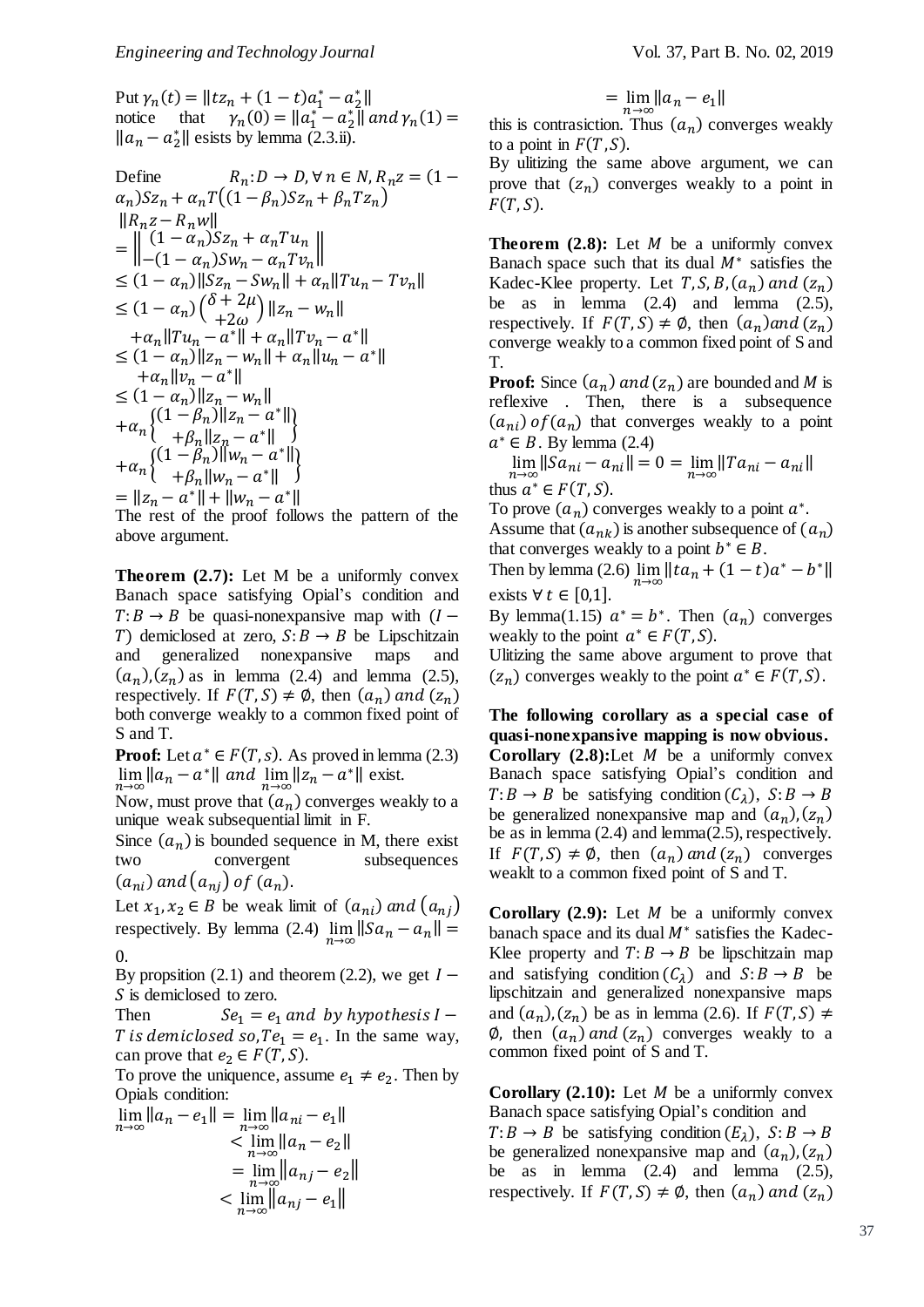Put $\gamma_n(t) = \|tz_n + (1-t)a_1^* - a_2^*\|$ notice that $\gamma_n(0) = \|a_1^* - a_2^*\|$ $and$ $\gamma_n(1) = \|a_n - a_2^*\|$ esists by lemma (2.3.ii).

Define $R_n: D \to D, \forall\, n \in N, R_n z = (1-\alpha_n)Sz_n + \alpha_n T\big((1-\beta_n)Sz_n + \beta_n Tz_n\big)$

$$
\begin{aligned}
&\|R_n z - R_n w\| \\
&= \left\| \begin{matrix} (1-\alpha_n)Sz_n + \alpha_n Tu_n \\ -(1-\alpha_n)Sw_n - \alpha_n Tv_n \end{matrix} \right\| \\
&\le (1-\alpha_n)\|Sz_n - Sw_n\| + \alpha_n\|Tu_n - Tv_n\| \\
&\le (1-\alpha_n)\begin{pmatrix} \delta + 2\mu \\ +2\omega \end{pmatrix}\|z_n - w_n\| \\
&\quad + \alpha_n\|Tu_n - a^*\| + \alpha_n\|Tv_n - a^*\| \\
&\le (1-\alpha_n)\|z_n - w_n\| + \alpha_n\|u_n - a^*\| \\
&\quad + \alpha_n\|v_n - a^*\| \\
&\le (1-\alpha_n)\|z_n - w_n\| \\
&+ \alpha_n \begin{Bmatrix} (1-\beta_n)\|z_n - a^*\| \\ +\beta_n\|z_n - a^*\| \end{Bmatrix} \\
&+ \alpha_n \begin{Bmatrix} (1-\beta_n)\|w_n - a^*\| \\ +\beta_n\|w_n - a^*\| \end{Bmatrix} \\
&= \|z_n - a^*\| + \|w_n - a^*\|
\end{aligned}
$$

The rest of the proof follows the pattern of the above argument.

**Theorem (2.7):** Let M be a uniformly convex Banach space satisfying Opial's condition and $T: B \to B$ be quasi-nonexpansive map with $(I - T)$ demiclosed at zero, $S: B \to B$ be Lipschitzain and generalized nonexpansive maps and $(a_n), (z_n)$ as in lemma (2.4) and lemma (2.5), respectively. If $F(T, S) \neq \emptyset$, then $(a_n)$ $and$ $(z_n)$ both converge weakly to a common fixed point of S and T.

**Proof:** Let $a^* \in F(T, s)$. As proved in lemma (2.3) $\lim_{n\to\infty}\|a_n - a^*\|$ $and$ $\lim_{n\to\infty}\|z_n - a^*\|$ exist.

Now, must prove that $(a_n)$ converges weakly to a unique weak subsequential limit in F.

Since $(a_n)$ is bounded sequence in M, there exist two convergent subsequences $(a_{ni})$ $and$ $(a_{nj})$ $of$ $(a_n)$.

Let $x_1, x_2 \in B$ be weak limit of $(a_{ni})$ $and$ $(a_{nj})$ respectively. By lemma (2.4) $\lim_{n\to\infty}\|Sa_n - a_n\| = 0$.

By propsition (2.1) and theorem (2.2), we get $I - S$ is demiclosed to zero.

Then $Se_1 = e_1$ $and$ $by$ $hypothesis$ $I - T$ $is$ $demiclosed$ $so$, $Te_1 = e_1$. In the same way, can prove that $e_2 \in F(T, S)$.

To prove the uniquence, assume $e_1 \neq e_2$. Then by Opials condition:

$$
\begin{aligned}
\lim_{n\to\infty}\|a_n - e_1\| &= \lim_{n\to\infty}\|a_{ni} - e_1\| \\
&< \lim_{n\to\infty}\|a_n - e_2\| \\
&= \lim_{n\to\infty}\|a_{nj} - e_2\| \\
&< \lim_{n\to\infty}\|a_{nj} - e_1\| \\
&= \lim_{n\to\infty}\|a_n - e_1\|
\end{aligned}
$$

this is contrasiction. Thus $(a_n)$ converges weakly to a point in $F(T, S)$.

By ulitizing the same above argument, we can prove that $(z_n)$ converges weakly to a point in $F(T, S)$.

**Theorem (2.8):** Let $M$ be a uniformly convex Banach space such that its dual $M^*$ satisfies the Kadec-Klee property. Let $T, S, B, (a_n)$ $and$ $(z_n)$ be as in lemma (2.4) and lemma (2.5), respectively. If $F(T, S) \neq \emptyset$, then $(a_n) and (z_n)$ converge weakly to a common fixed point of S and T.

**Proof:** Since $(a_n)$ $and$ $(z_n)$ are bounded and $M$ is reflexive . Then, there is a subsequence $(a_{ni})$ $of$ $(a_n)$ that converges weakly to a point $a^* \in B$. By lemma (2.4)

$\lim_{n\to\infty}\|Sa_{ni} - a_{ni}\| = 0 = \lim_{n\to\infty}\|Ta_{ni} - a_{ni}\|$

thus $a^* \in F(T, S)$.

To prove $(a_n)$ converges weakly to a point $a^*$.

Assume that $(a_{nk})$ is another subsequence of $(a_n)$ that converges weakly to a point $b^* \in B$.

Then by lemma (2.6) $\lim_{n\to\infty}\|ta_n + (1-t)a^* - b^*\|$ exists $\forall\, t \in [0,1]$.

By lemma(1.15) $a^* = b^*$. Then $(a_n)$ converges weakly to the point $a^* \in F(T, S)$.

Ulitizing the same above argument to prove that $(z_n)$ converges weakly to the point $a^* \in F(T, S)$.

**The following corollary as a special case of quasi-nonexpansive mapping is now obvious.**

**Corollary (2.8):** Let $M$ be a uniformly convex Banach space satisfying Opial's condition and $T: B \to B$ be satisfying condition $(C_\lambda)$, $S: B \to B$ be generalized nonexpansive map and $(a_n), (z_n)$ be as in lemma (2.4) and lemma(2.5), respectively. If $F(T, S) \neq \emptyset$, then $(a_n)$ $and$ $(z_n)$ converges weaklt to a common fixed point of S and T.

**Corollary (2.9):** Let $M$ be a uniformly convex banach space and its dual $M^*$ satisfies the Kadec-Klee property and $T: B \to B$ be lipschitzain map and satisfying condition $(C_\lambda)$ and $S: B \to B$ be lipschitzain and generalized nonexpansive maps and $(a_n), (z_n)$ be as in lemma (2.6). If $F(T, S) \neq \emptyset$, then $(a_n)$ $and$ $(z_n)$ converges weakly to a common fixed point of S and T.

**Corollary (2.10):** Let $M$ be a uniformly convex Banach space satisfying Opial's condition and $T: B \to B$ be satisfying condition $(E_\lambda)$, $S: B \to B$ be generalized nonexpansive map and $(a_n), (z_n)$ be as in lemma (2.4) and lemma (2.5), respectively. If $F(T, S) \neq \emptyset$, then $(a_n)$ $and$ $(z_n)$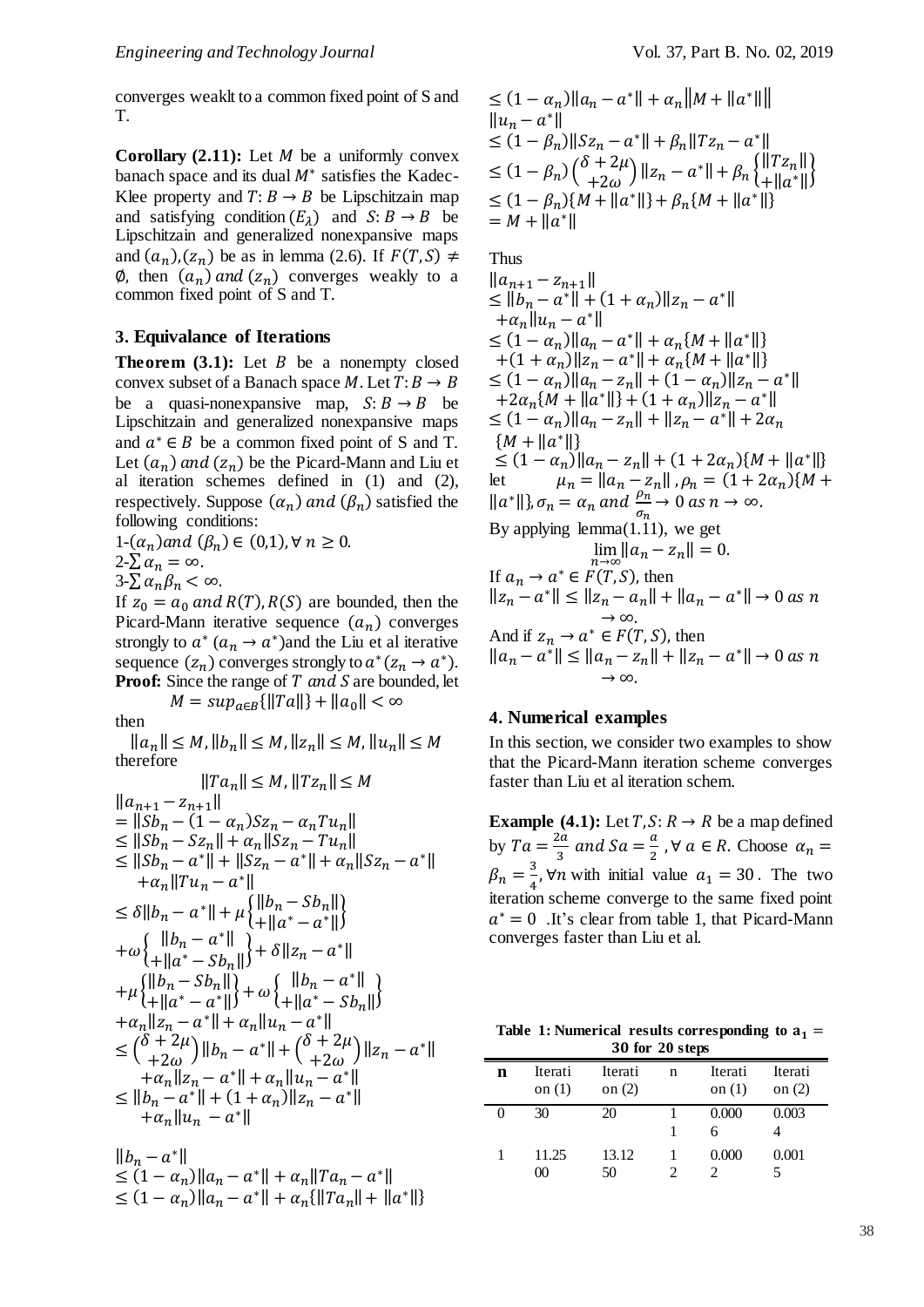converges weaklt to a common fixed point of S and T.

**Corollary (2.11):** Let $M$ be a uniformly convex banach space and its dual $M^*$ satisfies the Kadec-Klee property and $T: B \to B$ be Lipschitzain map and satisfying condition $(E_\lambda)$ and $S: B \to B$ be Lipschitzain and generalized nonexpansive maps and $(a_n), (z_n)$ be as in lemma (2.6). If $F(T, S) \neq \emptyset$, then $(a_n)$ and $(z_n)$ converges weakly to a common fixed point of S and T.

## 3. Equivalance of Iterations

**Theorem (3.1):** Let $B$ be a nonempty closed convex subset of a Banach space $M$. Let $T: B \to B$ be a quasi-nonexpansive map, $S: B \to B$ be Lipschitzain and generalized nonexpansive maps and $a^* \in B$ be a common fixed point of S and T. Let $(a_n)$ and $(z_n)$ be the Picard-Mann and Liu et al iteration schemes defined in (1) and (2), respectively. Suppose $(\alpha_n)$ and $(\beta_n)$ satisfied the following conditions:

1-$(\alpha_n)$ and $(\beta_n) \in (0,1), \forall\, n \geq 0$.
2-$\sum \alpha_n = \infty$.
3-$\sum \alpha_n \beta_n < \infty$.

If $z_0 = a_0$ and $R(T), R(S)$ are bounded, then the Picard-Mann iterative sequence $(a_n)$ converges strongly to $a^*$ $(a_n \to a^*)$and the Liu et al iterative sequence $(z_n)$ converges strongly to $a^*$ $(z_n \to a^*)$.

**Proof:** Since the range of $T$ and $S$ are bounded, let

$$M = sup_{a \in B}\{\|Ta\|\} + \|a_0\| < \infty$$

then

$\|a_n\| \leq M, \|b_n\| \leq M, \|z_n\| \leq M, \|u_n\| \leq M$ therefore

$$\|Ta_n\| \leq M, \|Tz_n\| \leq M$$

$$\begin{aligned}
&\|a_{n+1} - z_{n+1}\| \\
&= \|Sb_n - (1-\alpha_n)Sz_n - \alpha_n Tu_n\| \\
&\leq \|Sb_n - Sz_n\| + \alpha_n\|Sz_n - Tu_n\| \\
&\leq \|Sb_n - a^*\| + \|Sz_n - a^*\| + \alpha_n\|Sz_n - a^*\| + \alpha_n\|Tu_n - a^*\| \\
&\leq \delta\|b_n - a^*\| + \mu\left\{\begin{matrix}\|b_n - Sb_n\| \\ +\|a^* - a^*\|\end{matrix}\right\} + \omega\left\{\begin{matrix}\|b_n - a^*\| \\ +\|a^* - Sb_n\|\end{matrix}\right\} + \delta\|z_n - a^*\| \\
&+ \mu\left\{\begin{matrix}\|b_n - Sb_n\| \\ +\|a^* - a^*\|\end{matrix}\right\} + \omega\left\{\begin{matrix}\|b_n - a^*\| \\ +\|a^* - Sb_n\|\end{matrix}\right\} \\
&+ \alpha_n\|z_n - a^*\| + \alpha_n\|u_n - a^*\| \\
&\leq \begin{pmatrix}\delta + 2\mu \\ +2\omega\end{pmatrix}\|b_n - a^*\| + \begin{pmatrix}\delta + 2\mu \\ +2\omega\end{pmatrix}\|z_n - a^*\| \\
&+ \alpha_n\|z_n - a^*\| + \alpha_n\|u_n - a^*\| \\
&\leq \|b_n - a^*\| + (1+\alpha_n)\|z_n - a^*\| + \alpha_n\|u_n - a^*\|
\end{aligned}$$

$$\begin{aligned}
&\|b_n - a^*\| \\
&\leq (1-\alpha_n)\|a_n - a^*\| + \alpha_n\|Ta_n - a^*\| \\
&\leq (1-\alpha_n)\|a_n - a^*\| + \alpha_n\{\|Ta_n\| + \|a^*\|\} \\
&\leq (1-\alpha_n)\|a_n - a^*\| + \alpha_n\|M + \|a^*\|\|
\end{aligned}$$

$$\begin{aligned}
&\|u_n - a^*\| \\
&\leq (1-\beta_n)\|Sz_n - a^*\| + \beta_n\|Tz_n - a^*\| \\
&\leq (1-\beta_n)\begin{pmatrix}\delta + 2\mu \\ +2\omega\end{pmatrix}\|z_n - a^*\| + \beta_n\left\{\begin{matrix}\|Tz_n\| \\ +\|a^*\|\end{matrix}\right\} \\
&\leq (1-\beta_n)\{M + \|a^*\|\} + \beta_n\{M + \|a^*\|\} \\
&= M + \|a^*\|
\end{aligned}$$

Thus

$$\begin{aligned}
&\|a_{n+1} - z_{n+1}\| \\
&\leq \|b_n - a^*\| + (1+\alpha_n)\|z_n - a^*\| + \alpha_n\|u_n - a^*\| \\
&\leq (1-\alpha_n)\|a_n - a^*\| + \alpha_n\{M + \|a^*\|\} + (1+\alpha_n)\|z_n - a^*\| + \alpha_n\{M + \|a^*\|\} \\
&\leq (1-\alpha_n)\|a_n - z_n\| + (1-\alpha_n)\|z_n - a^*\| + 2\alpha_n\{M + \|a^*\|\} + (1+\alpha_n)\|z_n - a^*\| \\
&\leq (1-\alpha_n)\|a_n - z_n\| + \|z_n - a^*\| + 2\alpha_n\{M + \|a^*\|\} \\
&\leq (1-\alpha_n)\|a_n - z_n\| + (1+2\alpha_n)\{M + \|a^*\|\}
\end{aligned}$$

let $\mu_n = \|a_n - z_n\|$, $\rho_n = (1+2\alpha_n)\{M + \|a^*\|\}$, $\sigma_n = \alpha_n$ and $\frac{\rho_n}{\sigma_n} \to 0$ as $n \to \infty$.

By applying lemma(1.11), we get

$$\lim_{n\to\infty}\|a_n - z_n\| = 0.$$

If $a_n \to a^* \in F(T, S)$, then

$$\|z_n - a^*\| \leq \|z_n - a_n\| + \|a_n - a^*\| \to 0 \text{ as } n \to \infty.$$

And if $z_n \to a^* \in F(T, S)$, then

$$\|a_n - a^*\| \leq \|a_n - z_n\| + \|z_n - a^*\| \to 0 \text{ as } n \to \infty.$$

## 4. Numerical examples

In this section, we consider two examples to show that the Picard-Mann iteration scheme converges faster than Liu et al iteration schem.

**Example (4.1):** Let $T, S: R \to R$ be a map defined by $Ta = \frac{2a}{3}$ and $Sa = \frac{a}{2}$, $\forall\, a \in R$. Choose $\alpha_n = \beta_n = \frac{3}{4}$, $\forall n$ with initial value $a_1 = 30$. The two iteration scheme converge to the same fixed point $a^* = 0$ .It's clear from table 1, that Picard-Mann converges faster than Liu et al.

**Table 1: Numerical results corresponding to $a_1 = 30$ for 20 steps**

| n | Iteration (1) | Iteration (2) | n | Iteration (1) | Iteration (2) |
|---|---|---|---|---|---|
| 0 | 30 | 20 | 11 | 0.0006 | 0.0034 |
| 1 | 11.2500 | 13.1250 | 12 | 0.0002 | 0.0015 |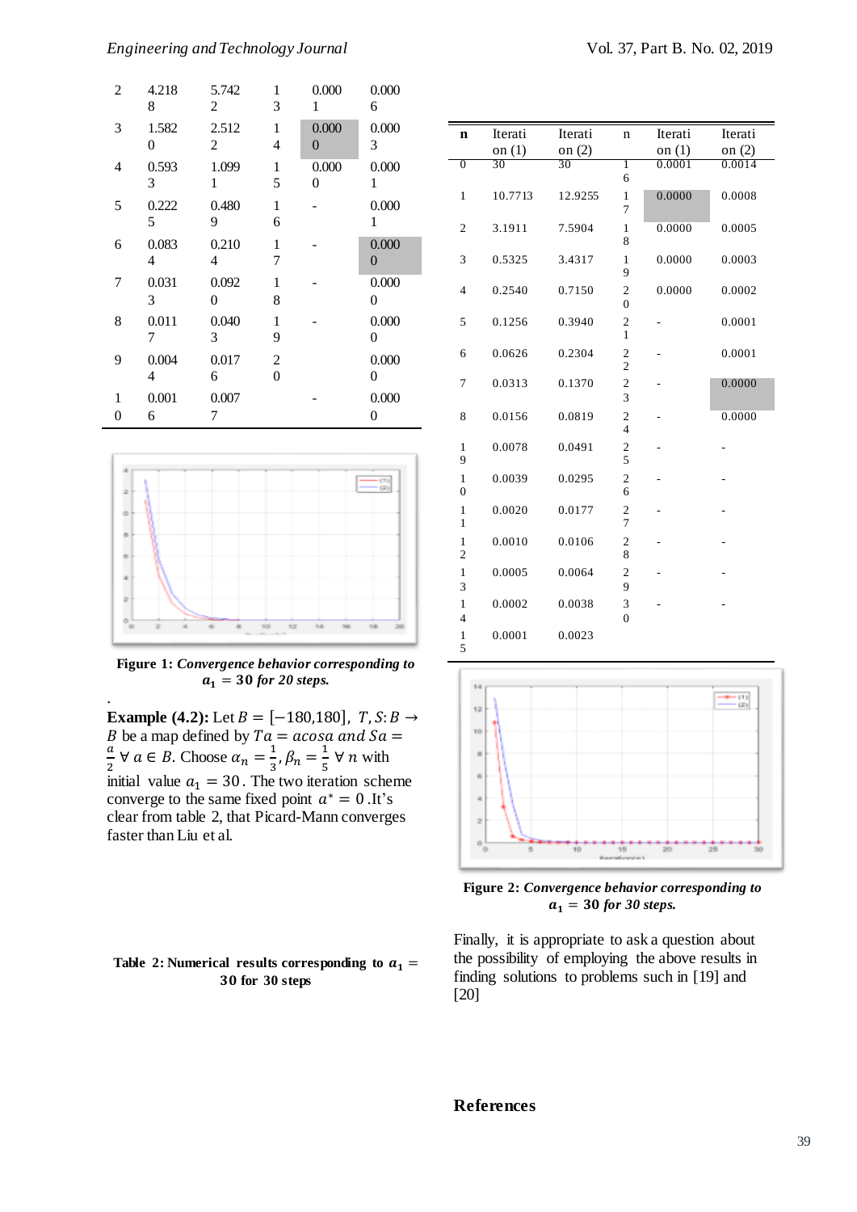| 2 | 4.2188 | 5.7422 | 13 | 0.0001 | 0.0006 |
|---|---|---|---|---|---|
| 3 | 1.5820 | 2.5122 | 14 | 0.0000 | 0.0003 |
| 4 | 0.5933 | 1.0991 | 15 | 0.0000 | 0.0001 |
| 5 | 0.2225 | 0.4809 | 16 | - | 0.0001 |
| 6 | 0.0834 | 0.2104 | 17 | - | 0.0000 |
| 7 | 0.0313 | 0.0920 | 18 | - | 0.0000 |
| 8 | 0.0117 | 0.0403 | 19 | - | 0.0000 |
| 9 | 0.0044 | 0.0176 | 20 | | 0.0000 |
| 10 | 0.0016 | 0.0077 | | - | 0.0000 |

**Figure 1:** ***Convergence behavior corresponding to $a_1 = 30$ for 20 steps.***

**Example (4.2):** Let $B = [-180,180]$, $T, S: B \to B$ be a map defined by $Ta = acosa$ and $Sa = \frac{a}{2}$ $\forall\, a \in B$. Choose $\alpha_n = \frac{1}{3}, \beta_n = \frac{1}{5}$ $\forall\, n$ with initial value $a_1 = 30$. The two iteration scheme converge to the same fixed point $a^* = 0$ .It's clear from table 2, that Picard-Mann converges faster than Liu et al.

**Table 2: Numerical results corresponding to $a_1 = 30$ for 30 steps**

| n | Iteration (1) | Iteration (2) | n | Iteration (1) | Iteration (2) |
|---|---|---|---|---|---|
| 0 | 30 | 30 | 16 | 0.0001 | 0.0014 |
| 1 | 10.7713 | 12.9255 | 17 | 0.0000 | 0.0008 |
| 2 | 3.1911 | 7.5904 | 18 | 0.0000 | 0.0005 |
| 3 | 0.5325 | 3.4317 | 19 | 0.0000 | 0.0003 |
| 4 | 0.2540 | 0.7150 | 20 | 0.0000 | 0.0002 |
| 5 | 0.1256 | 0.3940 | 21 | - | 0.0001 |
| 6 | 0.0626 | 0.2304 | 22 | - | 0.0001 |
| 7 | 0.0313 | 0.1370 | 23 | - | 0.0000 |
| 8 | 0.0156 | 0.0819 | 24 | - | 0.0000 |
| 19 | 0.0078 | 0.0491 | 25 | - | - |
| 10 | 0.0039 | 0.0295 | 26 | - | - |
| 11 | 0.0020 | 0.0177 | 27 | - | - |
| 12 | 0.0010 | 0.0106 | 28 | - | - |
| 13 | 0.0005 | 0.0064 | 29 | - | - |
| 14 | 0.0002 | 0.0038 | 30 | - | - |
| 15 | 0.0001 | 0.0023 | | | |

**Figure 2:** ***Convergence behavior corresponding to $a_1 = 30$ for 30 steps.***

Finally, it is appropriate to ask a question about the possibility of employing the above results in finding solutions to problems such in [19] and [20]

## References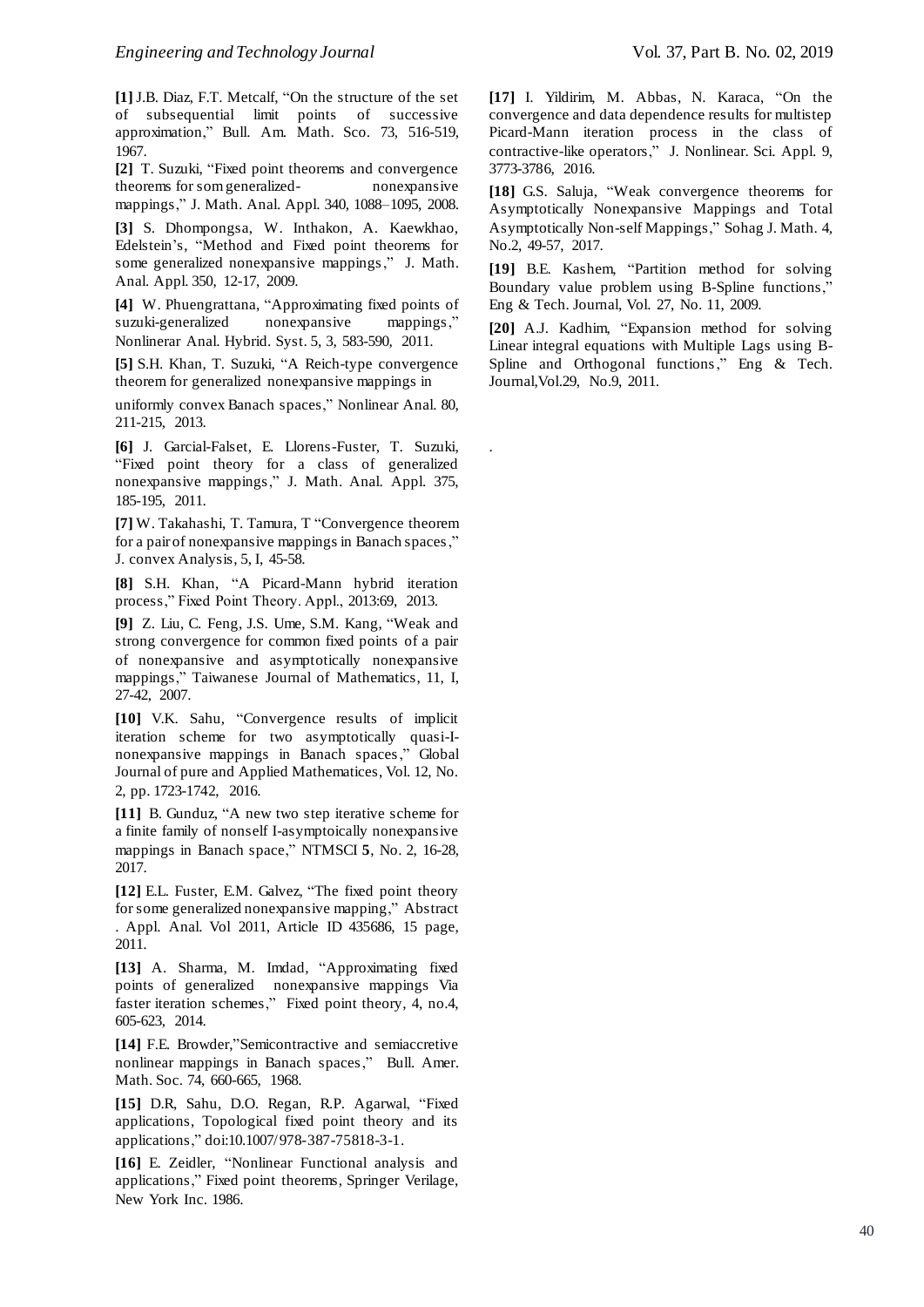**[1]** J.B. Diaz, F.T. Metcalf, "On the structure of the set of subsequential limit points of successive approximation," Bull. Am. Math. Sco. 73, 516-519, 1967.

**[2]** T. Suzuki, "Fixed point theorems and convergence theorems for som generalized- nonexpansive mappings," J. Math. Anal. Appl. 340, 1088–1095, 2008.

**[3]** S. Dhompongsa, W. Inthakon, A. Kaewkhao, Edelstein's, "Method and Fixed point theorems for some generalized nonexpansive mappings," J. Math. Anal. Appl. 350, 12-17, 2009.

**[4]** W. Phuengrattana, "Approximating fixed points of suzuki-generalized nonexpansive mappings," Nonlinerar Anal. Hybrid. Syst. 5, 3, 583-590, 2011.

**[5]** S.H. Khan, T. Suzuki, "A Reich-type convergence theorem for generalized nonexpansive mappings in uniformly convex Banach spaces," Nonlinear Anal. 80, 211-215, 2013.

**[6]** J. Garcial-Falset, E. Llorens-Fuster, T. Suzuki, "Fixed point theory for a class of generalized nonexpansive mappings," J. Math. Anal. Appl. 375, 185-195, 2011.

**[7]** W. Takahashi, T. Tamura, T "Convergence theorem for a pair of nonexpansive mappings in Banach spaces," J. convex Analysis, 5, I, 45-58.

**[8]** S.H. Khan, "A Picard-Mann hybrid iteration process," Fixed Point Theory. Appl., 2013:69, 2013.

**[9]** Z. Liu, C. Feng, J.S. Ume, S.M. Kang, "Weak and strong convergence for common fixed points of a pair of nonexpansive and asymptotically nonexpansive mappings," Taiwanese Journal of Mathematics, 11, I, 27-42, 2007.

**[10]** V.K. Sahu, "Convergence results of implicit iteration scheme for two asymptotically quasi-I-nonexpansive mappings in Banach spaces," Global Journal of pure and Applied Mathematices, Vol. 12, No. 2, pp. 1723-1742, 2016.

**[11]** B. Gunduz, "A new two step iterative scheme for a finite family of nonself I-asymptoically nonexpansive mappings in Banach space," NTMSCI **5**, No. 2, 16-28, 2017.

**[12]** E.L. Fuster, E.M. Galvez, "The fixed point theory for some generalized nonexpansive mapping," Abstract . Appl. Anal. Vol 2011, Article ID 435686, 15 page, 2011.

**[13]** A. Sharma, M. Imdad, "Approximating fixed points of generalized nonexpansive mappings Via faster iteration schemes," Fixed point theory, 4, no.4, 605-623, 2014.

**[14]** F.E. Browder,"Semicontractive and semiaccretive nonlinear mappings in Banach spaces," Bull. Amer. Math. Soc. 74, 660-665, 1968.

**[15]** D.R, Sahu, D.O. Regan, R.P. Agarwal, "Fixed applications, Topological fixed point theory and its applications," doi:10.1007/978-387-75818-3-1.

**[16]** E. Zeidler, "Nonlinear Functional analysis and applications," Fixed point theorems, Springer Verilage, New York Inc. 1986.

**[17]** I. Yildirim, M. Abbas, N. Karaca, "On the convergence and data dependence results for multistep Picard-Mann iteration process in the class of contractive-like operators," J. Nonlinear. Sci. Appl. 9, 3773-3786, 2016.

**[18]** G.S. Saluja, "Weak convergence theorems for Asymptotically Nonexpansive Mappings and Total Asymptotically Non-self Mappings," Sohag J. Math. 4, No.2, 49-57, 2017.

**[19]** B.E. Kashem, "Partition method for solving Boundary value problem using B-Spline functions," Eng & Tech. Journal, Vol. 27, No. 11, 2009.

**[20]** A.J. Kadhim, "Expansion method for solving Linear integral equations with Multiple Lags using B-Spline and Orthogonal functions," Eng & Tech. Journal,Vol.29, No.9, 2011.